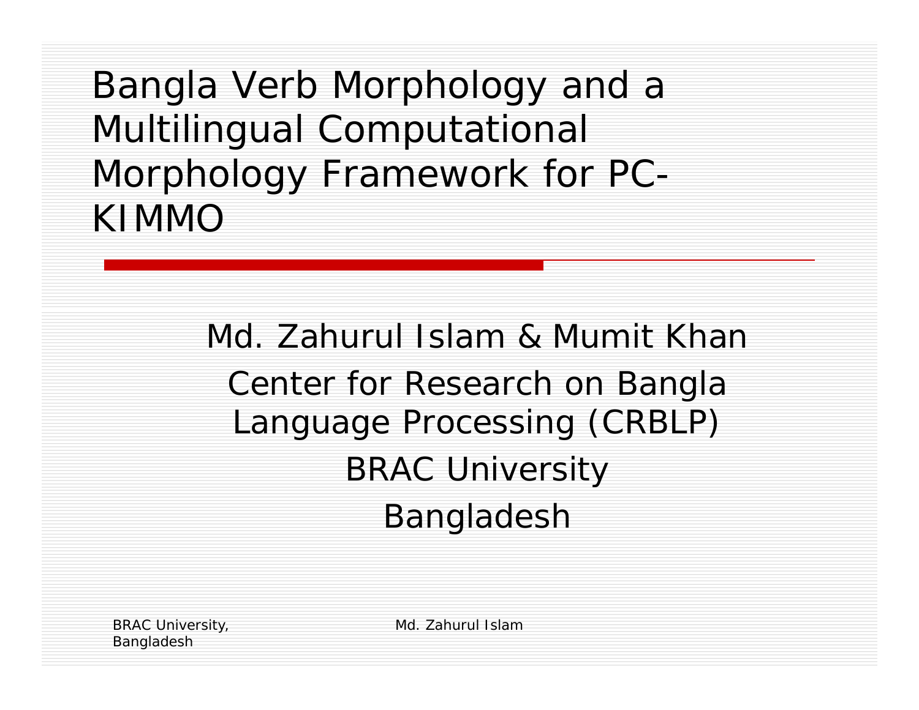# Bangla Verb Morphology and a Multilingual Computational Morphology Framework for PC-KIMMO

Md. Zahurul Islam & Mumit Khan

Center for Research on Bangla Language Processing (CRBLP)

BRAC University

Bangladesh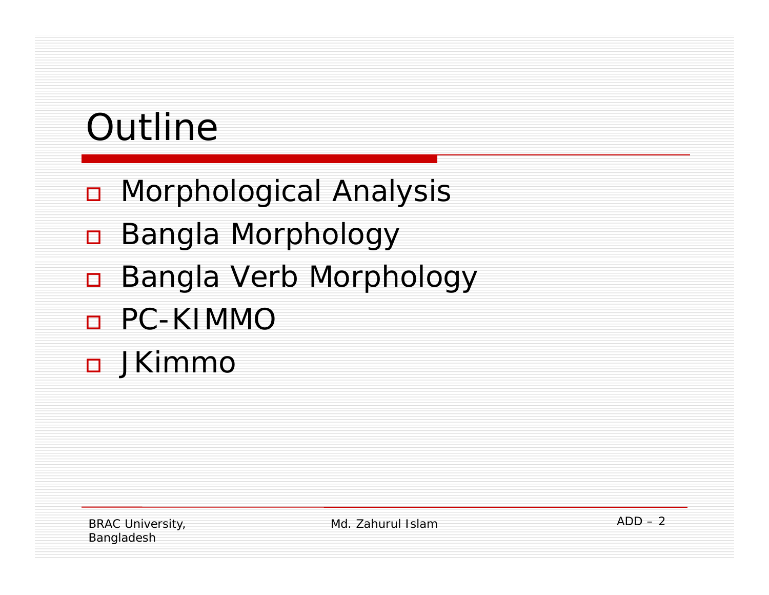# Outline

- Morphological Analysis
- Bangla Morphology
- Bangla Verb Morphology
- PC-KIMMO
- JKimmo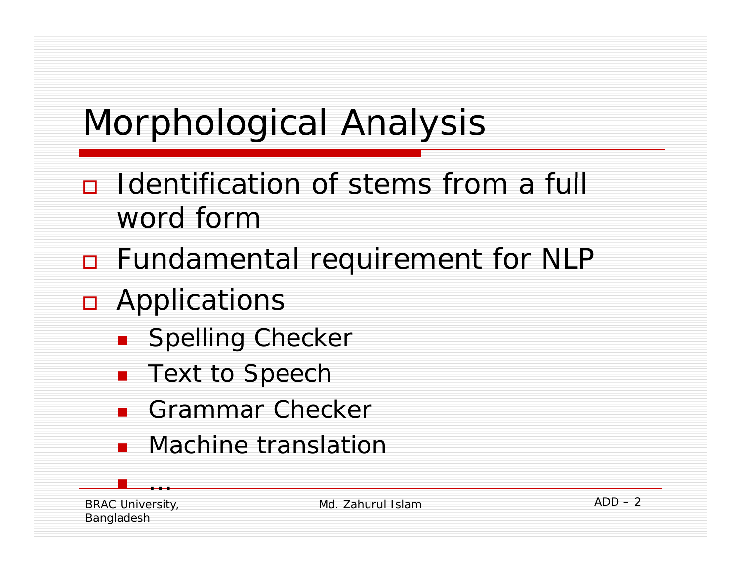# Morphological Analysis

- Identification of stems from a full word form
- Fundamental requirement for NLP
- Applications
  - Spelling Checker
  - Text to Speech
  - Grammar Checker
  - Machine translation
  - …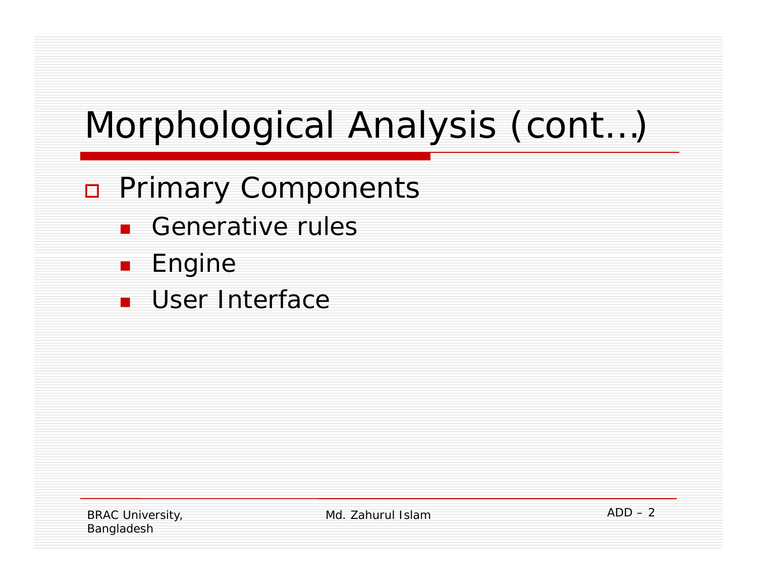# Morphological Analysis (cont…)

- Primary Components
  - Generative rules
  - Engine
  - User Interface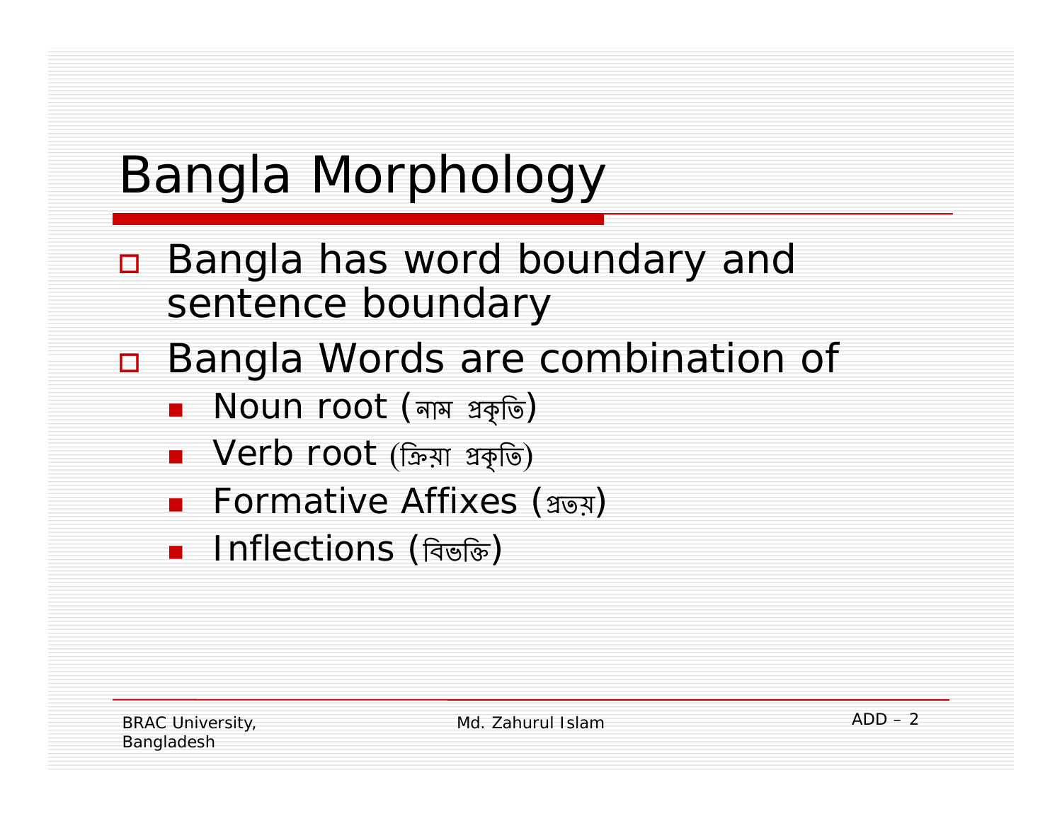# Bangla Morphology

- Bangla has word boundary and sentence boundary
- Bangla Words are combination of
  - Noun root (নাম প্রকৃতি)
  - Verb root (ক্রিয়া প্রকৃতি)
  - Formative Affixes (প্রত্যয়)
  - Inflections (বিভক্তি)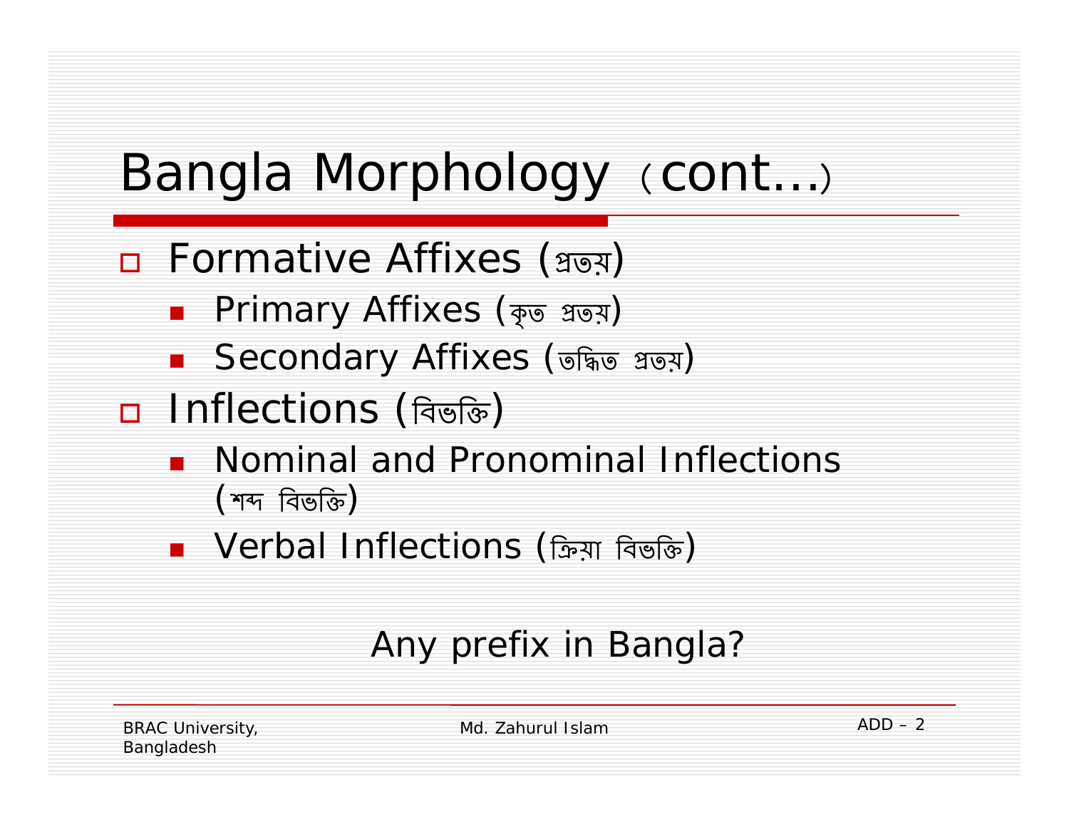# Bangla Morphology (cont...)

- Formative Affixes (প্রত্যয়)
  - Primary Affixes (কৃত প্রত্যয়)
  - Secondary Affixes (তদ্ধিত প্রত্যয়)
- Inflections (বিভক্তি)
  - Nominal and Pronominal Inflections (শব্দ বিভক্তি)
  - Verbal Inflections (ক্রিয়া বিভক্তি)

Any prefix in Bangla?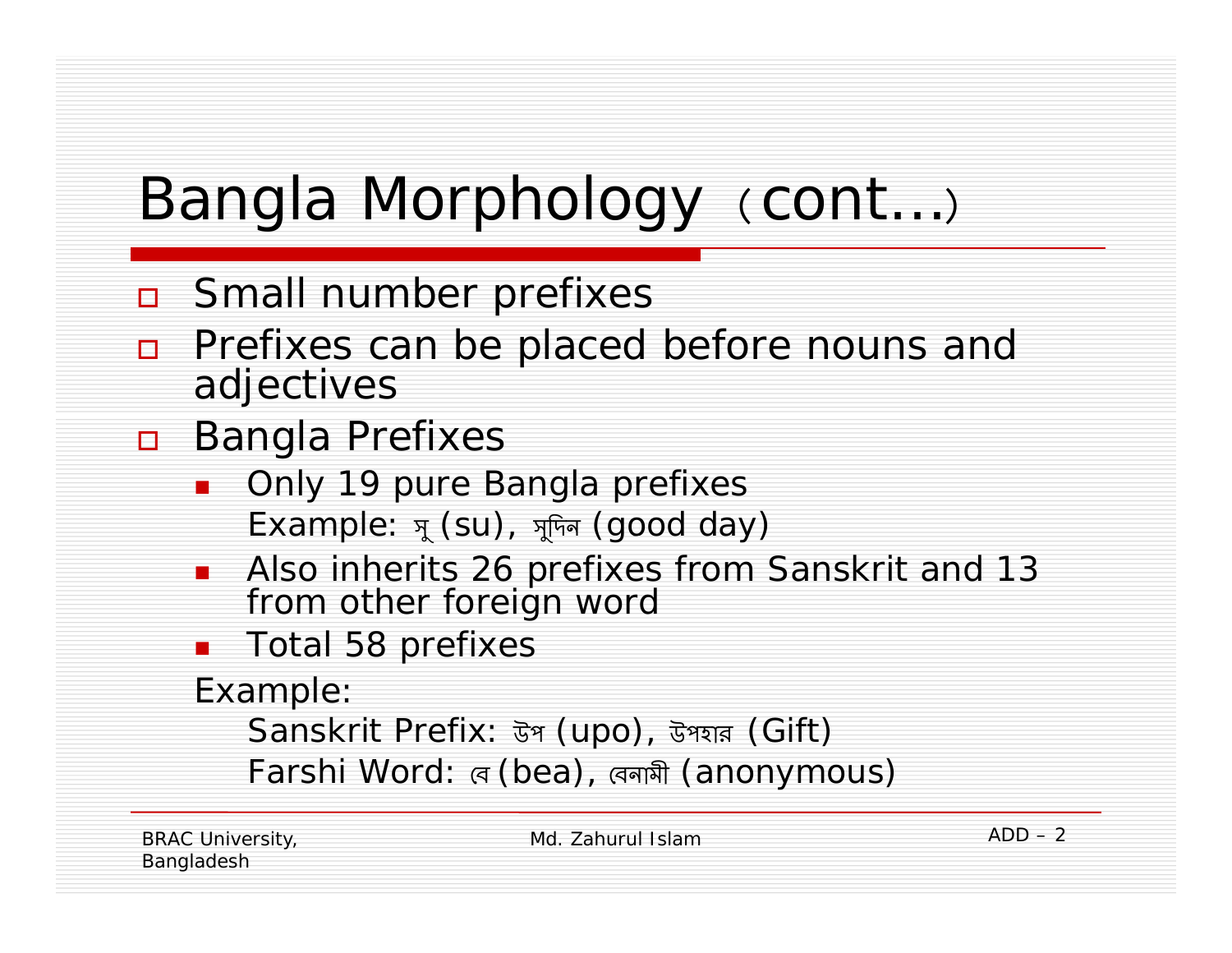# Bangla Morphology (cont...)

- Small number prefixes
- Prefixes can be placed before nouns and adjectives
- Bangla Prefixes
  - Only 19 pure Bangla prefixes
    
    Example: সু (su), সুদিন (good day)
  - Also inherits 26 prefixes from Sanskrit and 13 from other foreign word
  - Total 58 prefixes

  Example:

  Sanskrit Prefix: উপ (upo), উপহার (Gift)

  Farshi Word: বে (bea), বেনামী (anonymous)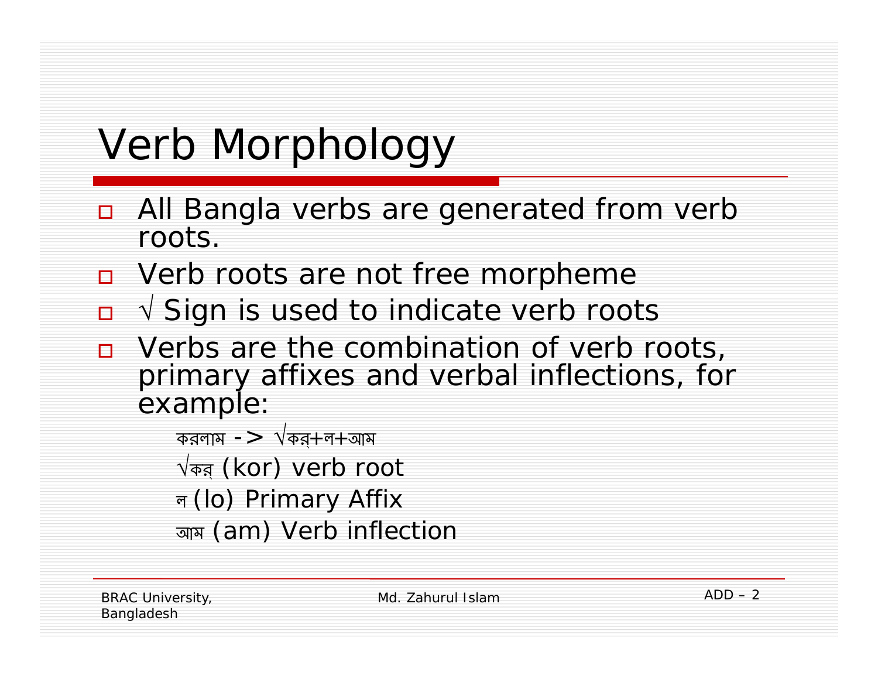# Verb Morphology

- All Bangla verbs are generated from verb roots.
- Verb roots are not free morpheme
- √ Sign is used to indicate verb roots
- Verbs are the combination of verb roots, primary affixes and verbal inflections, for example:

  করলাম -> √কর্+ল+আম

  √কর্ (kor) verb root

  ল (lo) Primary Affix

  আম (am) Verb inflection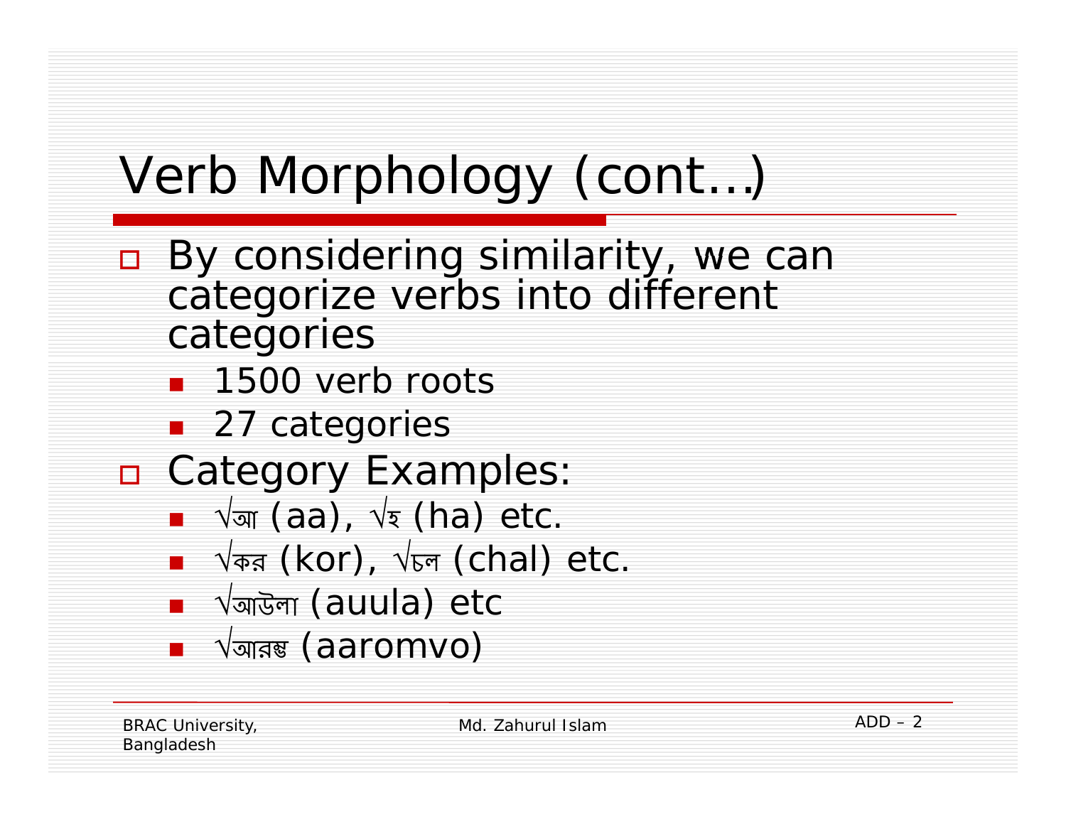# Verb Morphology (cont…)

- By considering similarity, we can categorize verbs into different categories
  - 1500 verb roots
  - 27 categories
- Category Examples:
  - √আ (aa), √হ (ha) etc.
  - √কর (kor), √চল (chal) etc.
  - √আউলা (auula) etc
  - √আরম্ভ (aaromvo)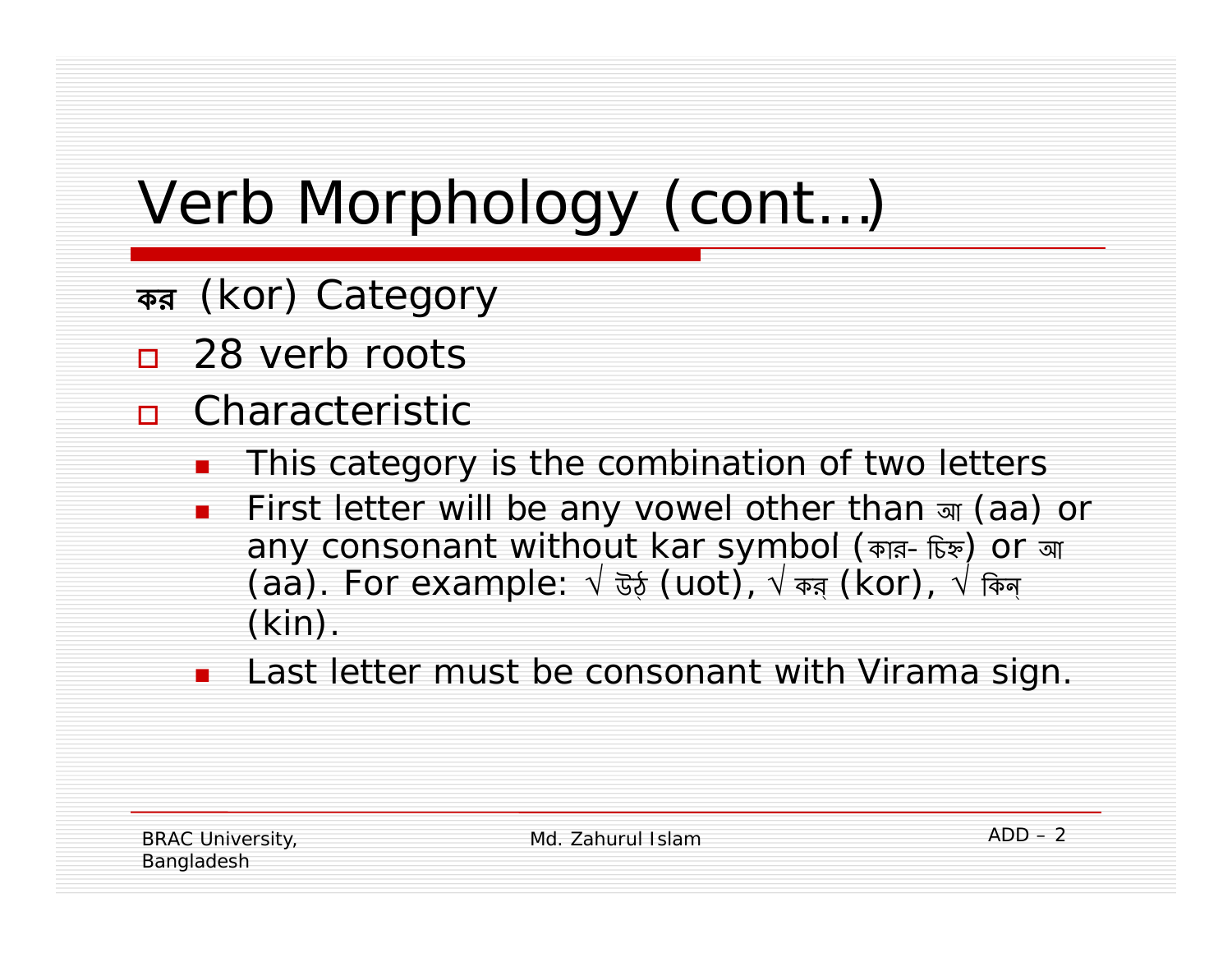# Verb Morphology (cont...)

কর (kor) Category

- 28 verb roots
- Characteristic
  - This category is the combination of two letters
  - First letter will be any vowel other than আ (aa) or any consonant without kar symbol (কার- চিহ্ন) or আ (aa). For example: √ উঠ্ (uot), √ কর্ (kor), √ কিন্ (kin).
  - Last letter must be consonant with Virama sign.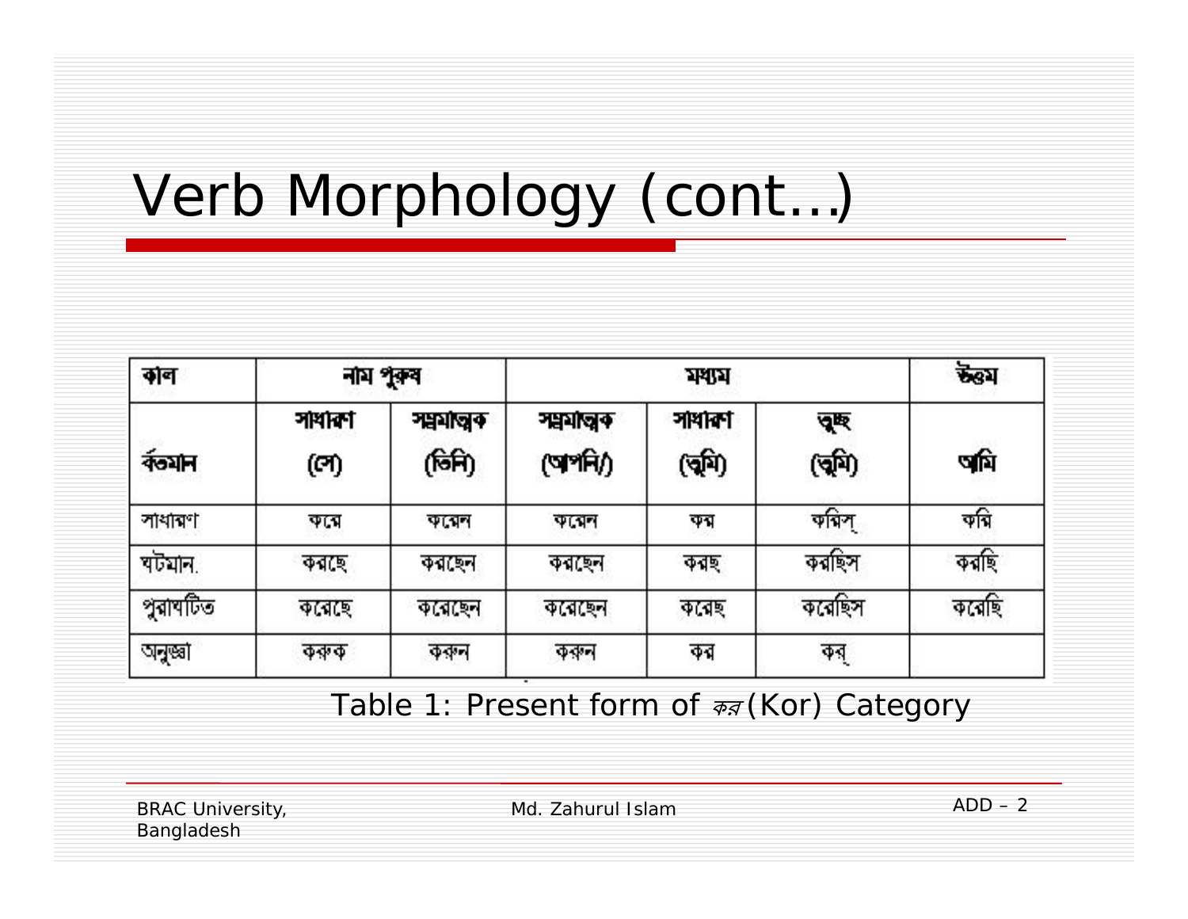# Verb Morphology (cont…)

| কাল | নাম পুরুষ | | মধ্যম | | | উত্তম |
|---|---|---|---|---|---|---|
| বর্তমান | সাধারণ (সে) | সম্ভ্রমাত্মক (তিনি) | সম্ভ্রমাত্মক (আপনি/) | সাধারণ (তুমি) | তুচ্ছ (তুমি) | আমি |
| সাধারণ | করে | করেন | করেন | কর | করিস্ | করি |
| ঘটমান. | করছে | করছেন | করছেন | করছ | করছিস | করছি |
| পুরাঘটিত | করেছে | করেছেন | করেছেন | করেছ | করেছিস | করেছি |
| অনুজ্ঞা | করুক | করুন | করুন | কর | কর্ | |

Table 1: Present form of কর (Kor) Category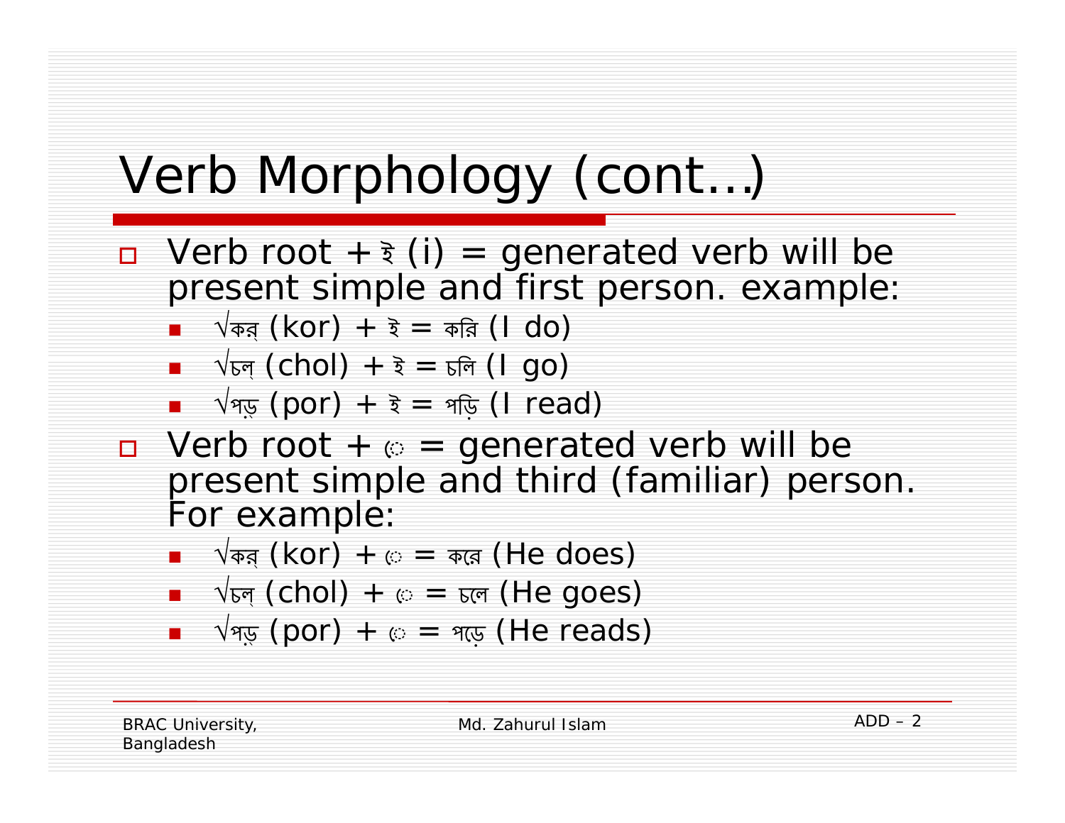# Verb Morphology (cont…)

- Verb root + ই (i) = generated verb will be present simple and first person. example:
  - √কর্ (kor) + ই = করি (I do)
  - √চল্ (chol) + ই = চলি (I go)
  - √পড়্ (por) + ই = পড়ি (I read)
- Verb root + ে = generated verb will be present simple and third (familiar) person. For example:
  - √কর্ (kor) + ে = করে (He does)
  - √চল্ (chol) + ে = চলে (He goes)
  - √পড়্ (por) + ে = পড়ে (He reads)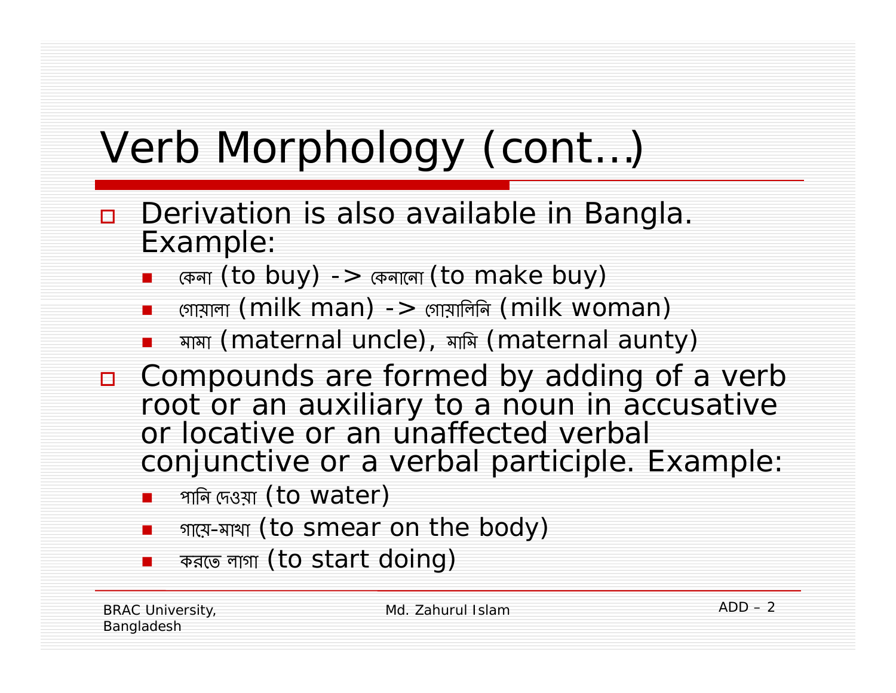# Verb Morphology (cont…)

- Derivation is also available in Bangla. Example:
  - কেনা (to buy) -> কেনানো (to make buy)
  - গোয়ালা (milk man) -> গোয়ালিনি (milk woman)
  - মামা (maternal uncle), মামি (maternal aunty)
- Compounds are formed by adding of a verb root or an auxiliary to a noun in accusative or locative or an unaffected verbal conjunctive or a verbal participle. Example:
  - পানি দেওয়া (to water)
  - গায়ে-মাখা (to smear on the body)
  - করতে লাগা (to start doing)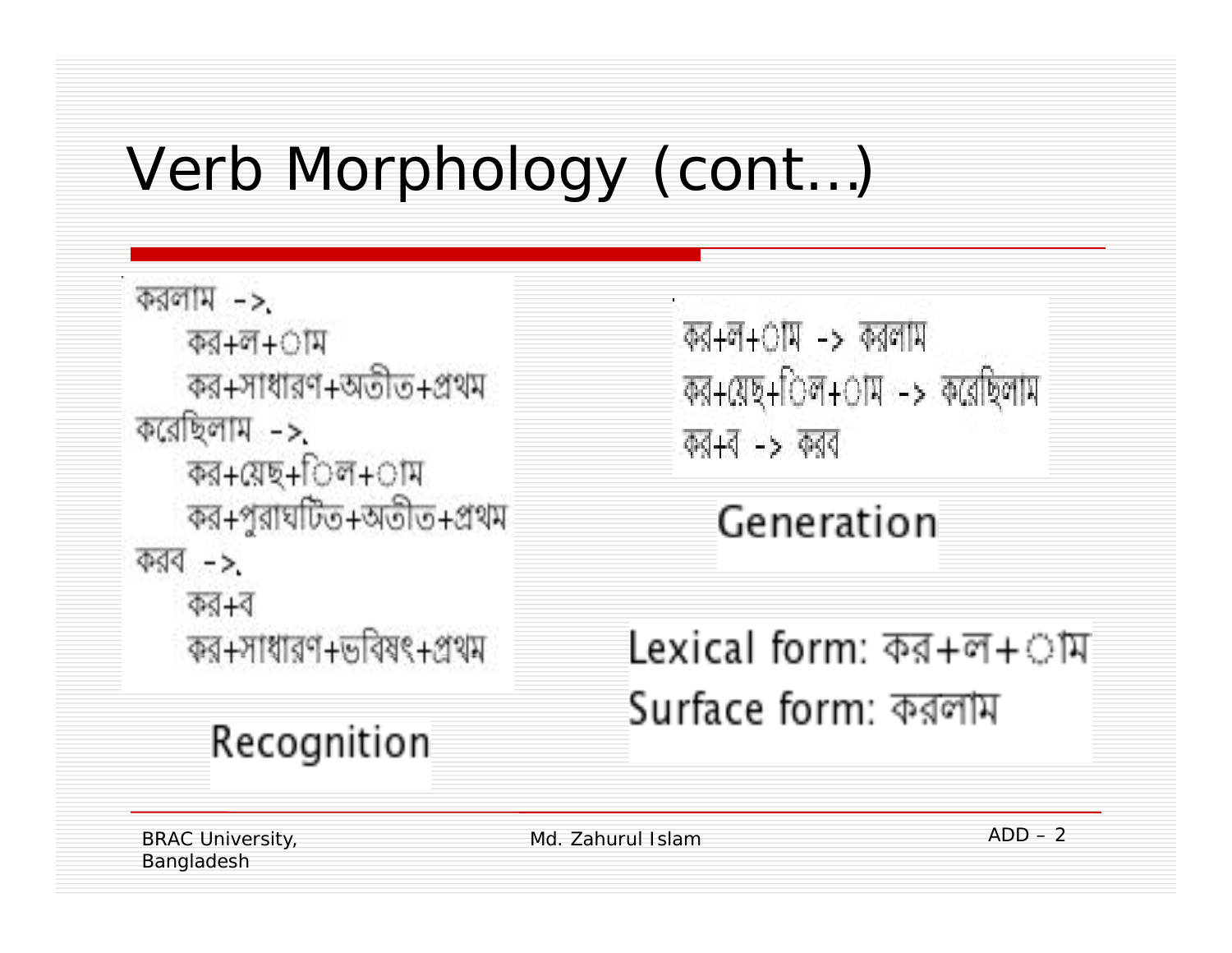# Verb Morphology (cont…)

করলাম ->

  কর+ল+াম

  কর+সাধারণ+অতীত+প্রথম

করেছিলাম ->

  কর+য়েছ+িল+াম

  কর+পুরাঘটিত+অতীত+প্রথম

করব ->

  কর+ব

  কর+সাধারণ+ভবিষৎ+প্রথম

**Recognition**

কর+ল+াম -> করলাম

কর+য়েছ+িল+াম -> করেছিলাম

কর+ব -> করব

**Generation**

Lexical form: কর+ল+াম

Surface form: করলাম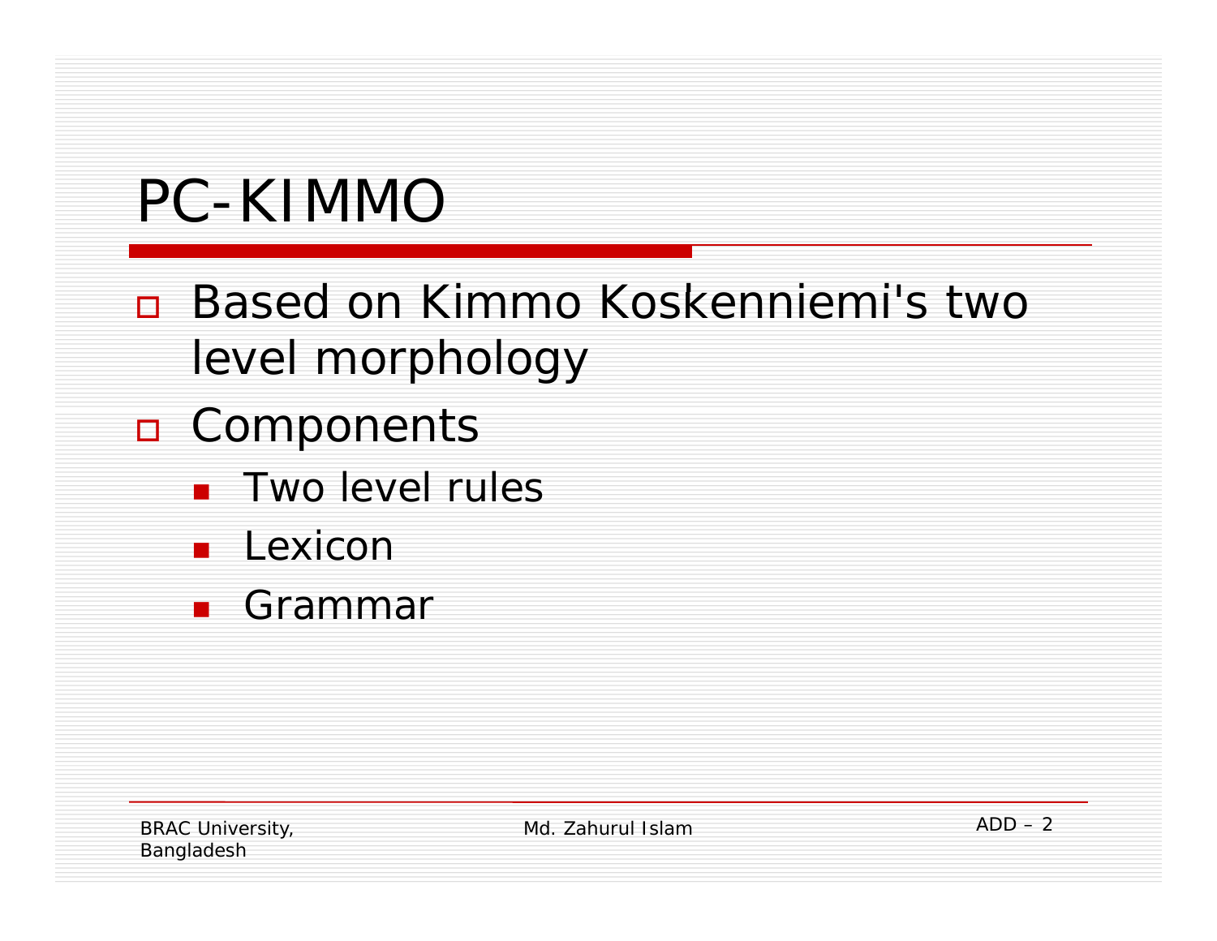# PC-KIMMO

- Based on Kimmo Koskenniemi's two level morphology
- Components
  - Two level rules
  - Lexicon
  - Grammar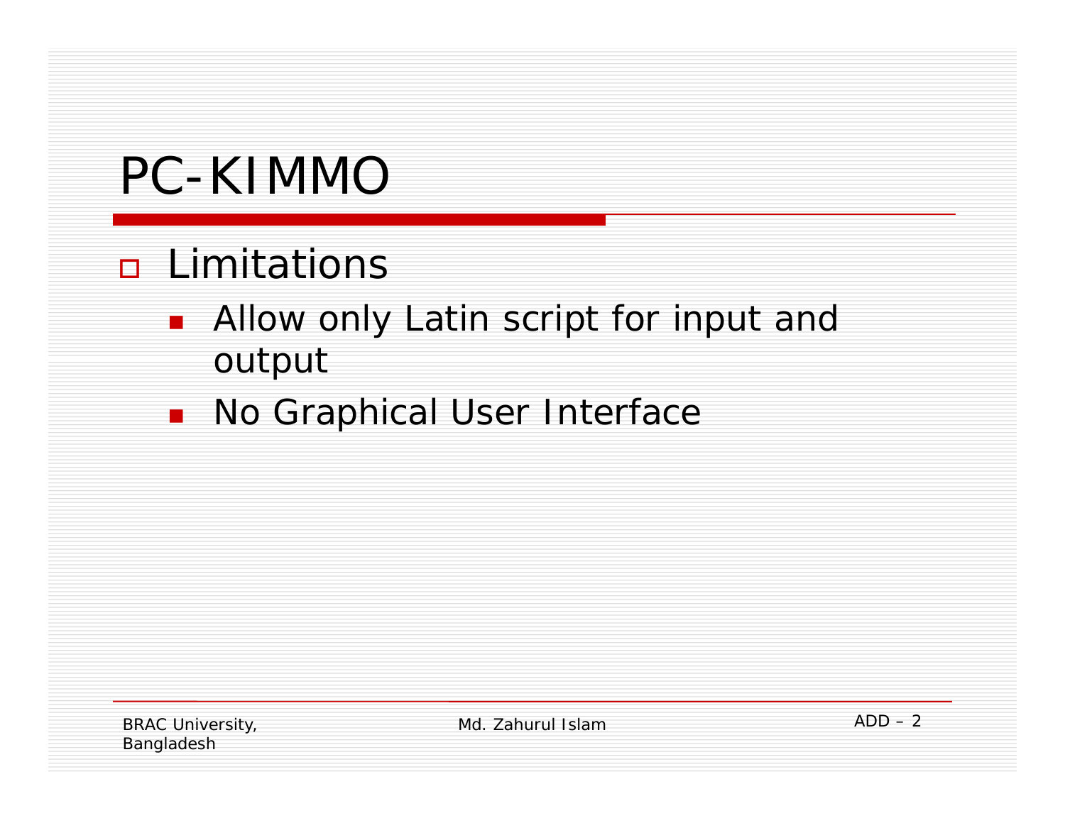# PC-KIMMO

- Limitations
  - Allow only Latin script for input and output
  - No Graphical User Interface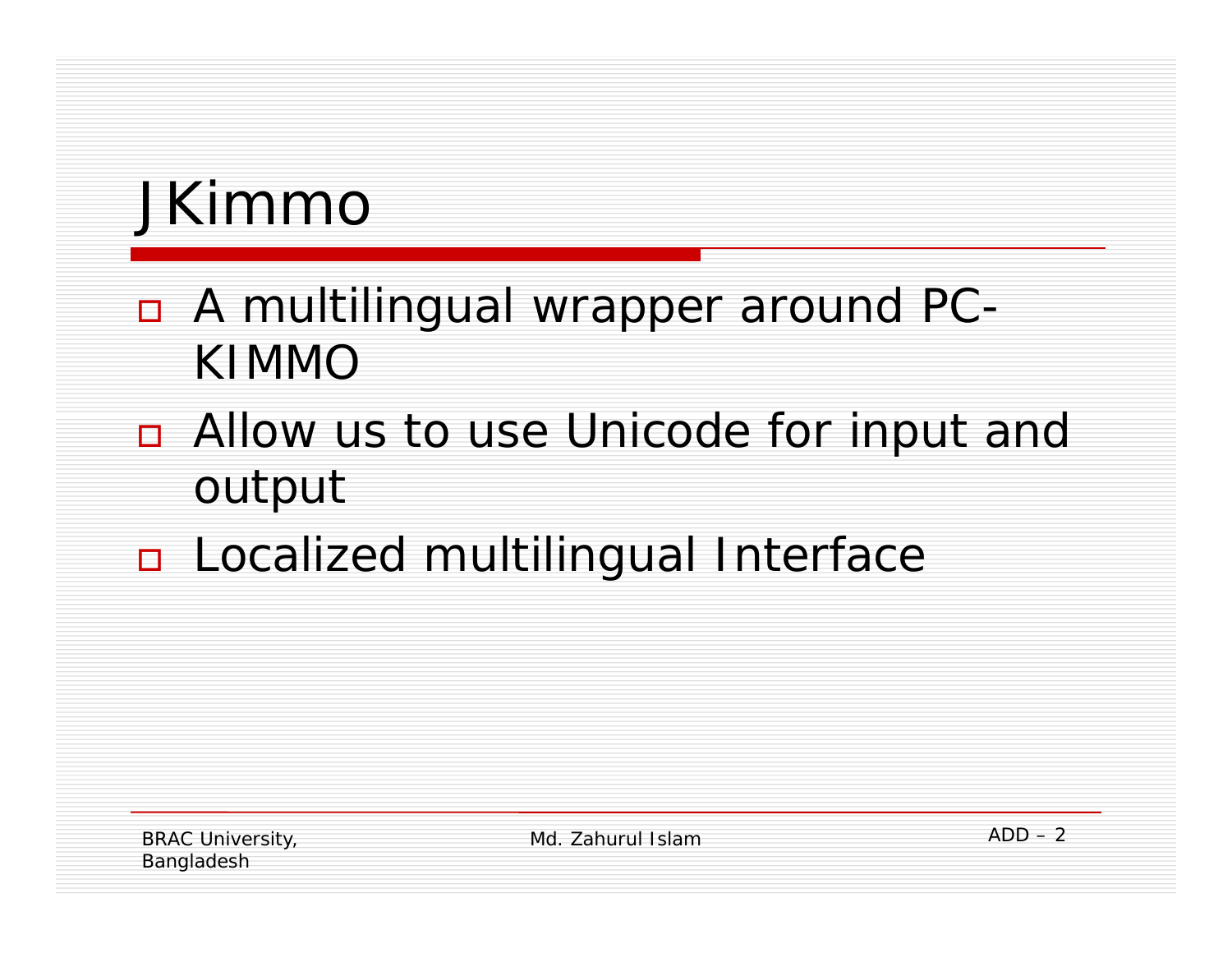# JKimmo

- A multilingual wrapper around PC-KIMMO
- Allow us to use Unicode for input and output
- Localized multilingual Interface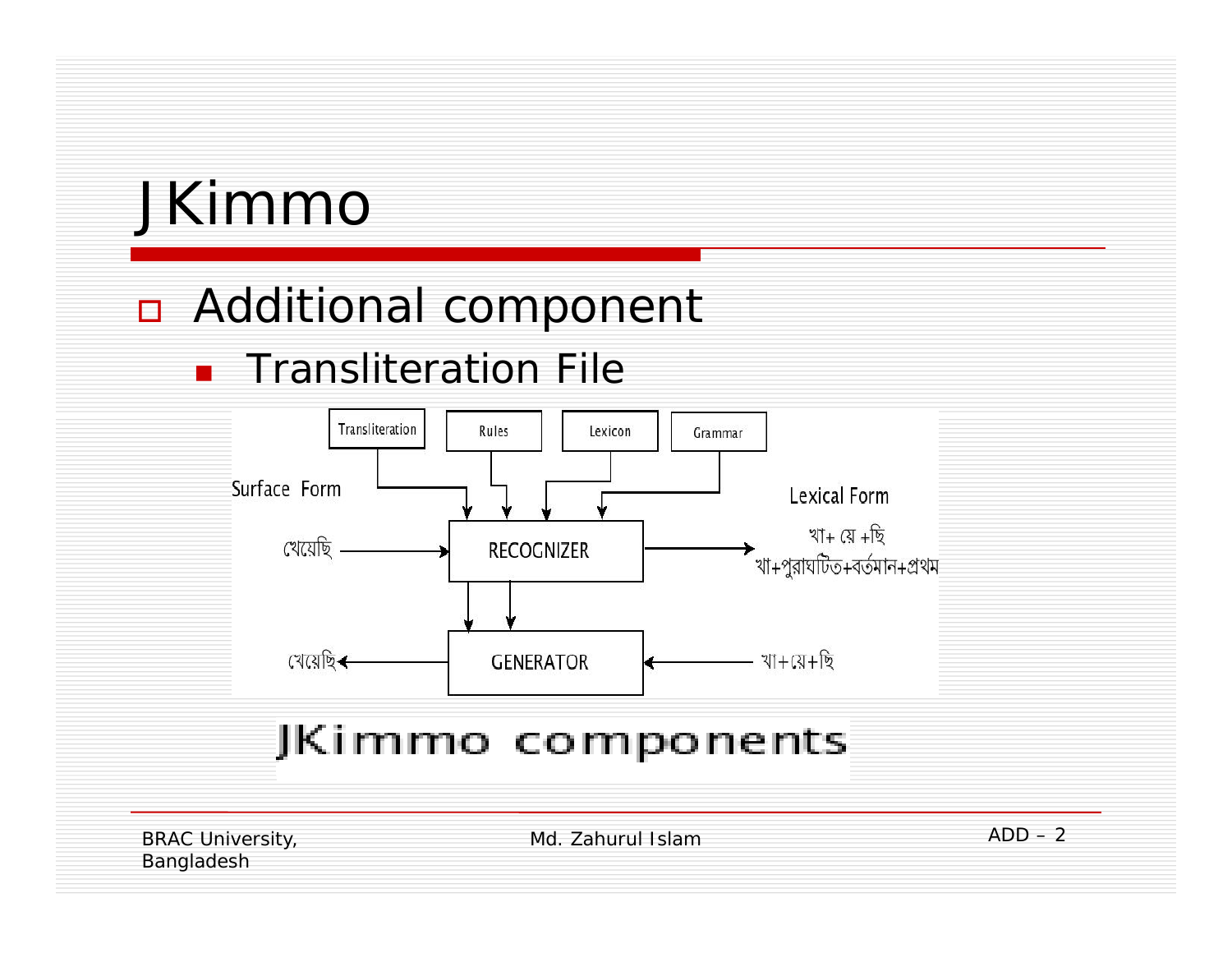# JKimmo

- Additional component
  - Transliteration File

Transliteration | Rules | Lexicon | Grammar

Surface Form

খেয়েছি → RECOGNIZER → Lexical Form

খা+ য়ে +ছি

খা+পুরাঘটিত+বর্তমান+প্রথম

খেয়েছি ← GENERATOR ← খা+য়ে+ছি

JKimmo components

BRAC University, Bangladesh

Md. Zahurul Islam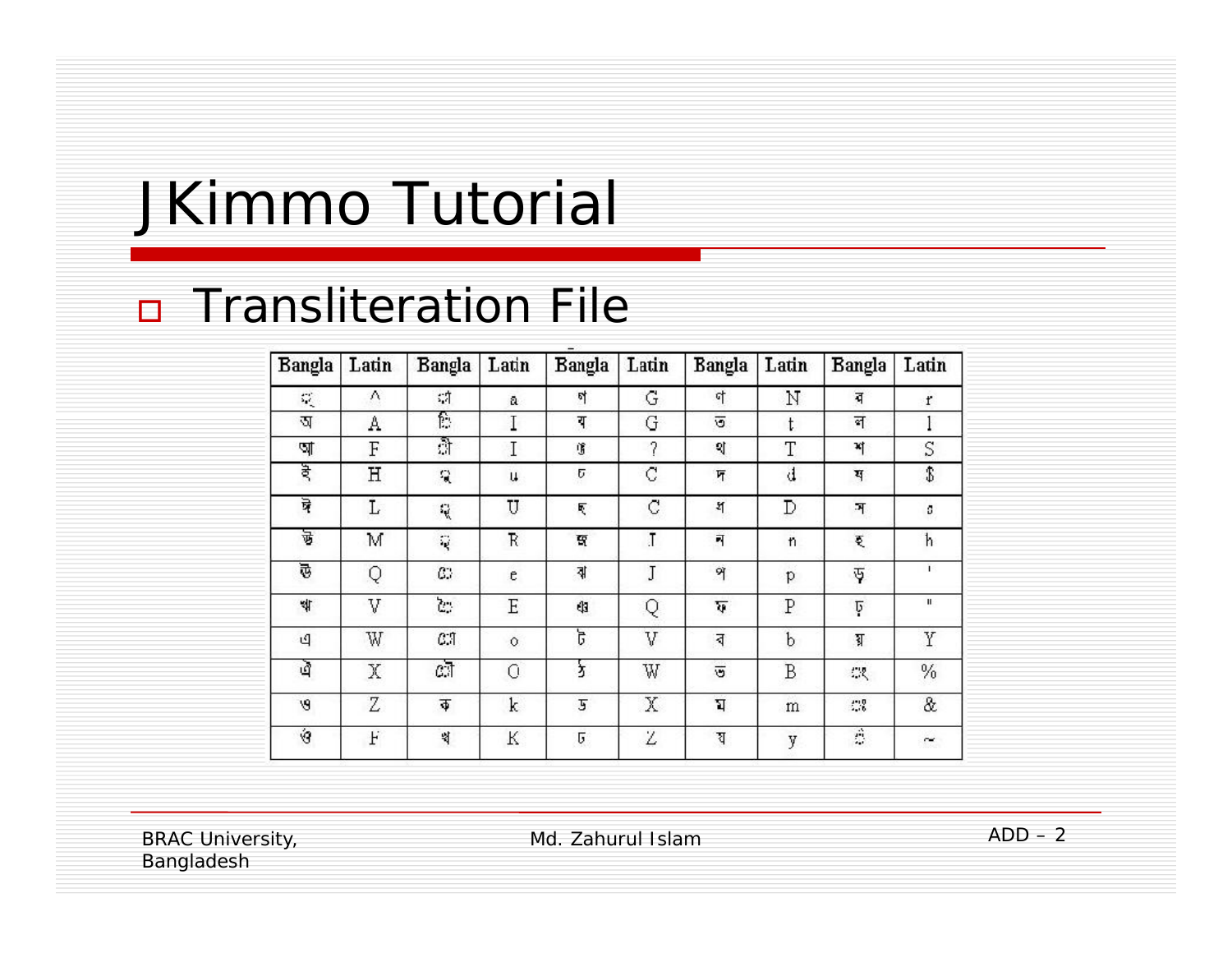# JKimmo Tutorial

- Transliteration File

| Bangla | Latin | Bangla | Latin | Bangla | Latin | Bangla | Latin | Bangla | Latin |
|---|---|---|---|---|---|---|---|---|---|
| ্ | ^ | া | a | গ | G | ণ | N | র | r |
| অ | A | ি | I | ঘ | G | ত | t | ল | l |
| আ | F | ী | I | ঙ | ? | থ | T | শ | S |
| ই | H | ু | u | চ | C | দ | d | ষ | $ |
| ঈ | L | ূ | U | ছ | C | ধ | D | স | s |
| উ | M | ৃ | R | জ | J | ন | n | হ | h |
| ঊ | Q | ে | e | ঝ | J | প | p | ড় | ' |
| ঋ | V | ৈ | E | ঞ | Q | ফ | P | ঢ় | " |
| এ | W | ো | o | ট | V | ব | b | য় | Y |
| ঐ | X | ৌ | O | ঠ | W | ভ | B | ং | % |
| ও | Z | ক | k | ড | X | ম | m | ঃ | & |
| ঔ | F | খ | K | ঢ | Z | য | y | ঁ | ~ |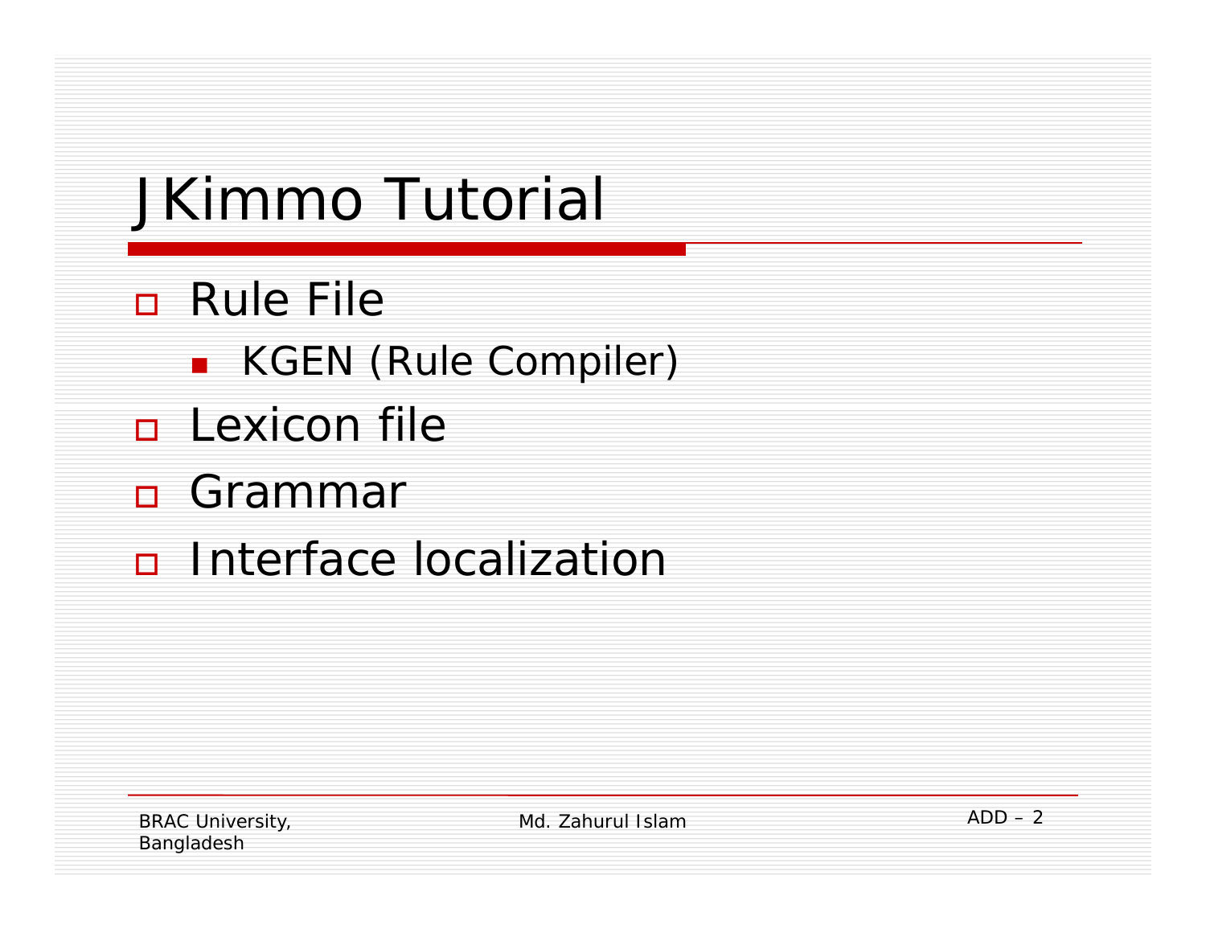# JKimmo Tutorial

- Rule File
  - KGEN (Rule Compiler)
- Lexicon file
- Grammar
- Interface localization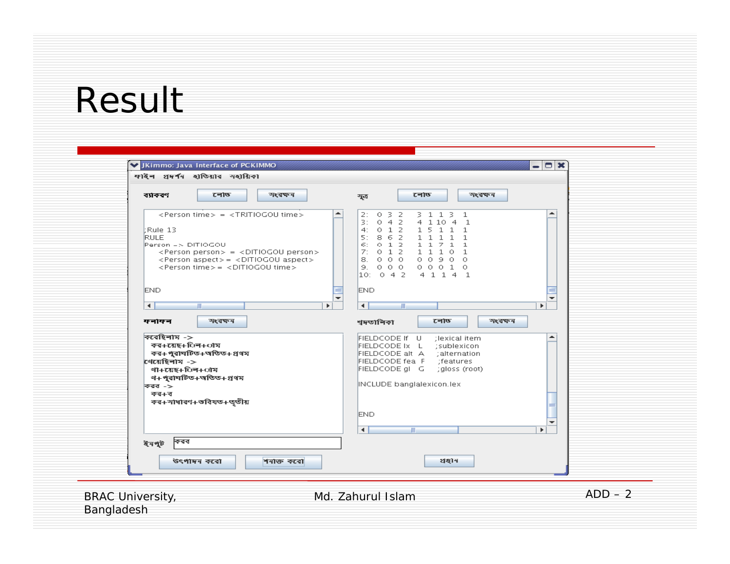# Result

JKimmo: Java Interface of PCKIMMO

ফাইল প্রদর্শন প্রক্রিয়া সহায়িকা

ব্যাকরণ লোড সংরক্ষণ

```
    <Person time> = <TRITIOGOU time>

;Rule 13
RULE
Person -> DITIOGOU
    <Person person> = <DITIOGOU person>
    <Person aspect>= <DITIOGOU aspect>
    <Person time>= <DITIOGOU time>


END
```

সূত্র লোড সংরক্ষণ

```
2:  0 3 2   3 1 1 3  1
3:  0 4 2   4 1 10 4  1
4:  0 1 2   1 5 1 1  1
5:  8 6 2   1 1 1 1  1
6:  0 1 2   1 1 7 1  1
7:  0 1 2   1 1 1 0  1
8.  0 0 0   0 0 9 0  0
9.  0 0 0   0 0 0 1  0
10:  0 4 2   4 1 1 4  1

END
```

ফলাফল সংরক্ষণ

```
করেছিলাম ->
  কর+য়েছ+িল+াম
  কর+পুরাঘটিত+অতিত+প্রথম
খেয়েছিলাম ->
  খা+য়েছ+িল+াম
  খ+পুরাঘটিত+অতিত+প্রথম
করব ->
  কর+ব
  কর+সাধারণ+ভবিষত+তৃতীয়
```

শব্দতালিকা লোড সংরক্ষণ

```
FIELDCODE lf  U   ;lexical item
FIELDCODE lx  L   ;sublexicon
FIELDCODE alt A   ;alternation
FIELDCODE fea F   ;features
FIELDCODE gl  G   ;gloss (root)

INCLUDE banglalexicon.lex

END
```

ইনপুট: করব

উৎপাদন করো | শনাক্ত করো | প্রস্থান

BRAC University, Bangladesh | Md. Zahurul Islam | ADD – 2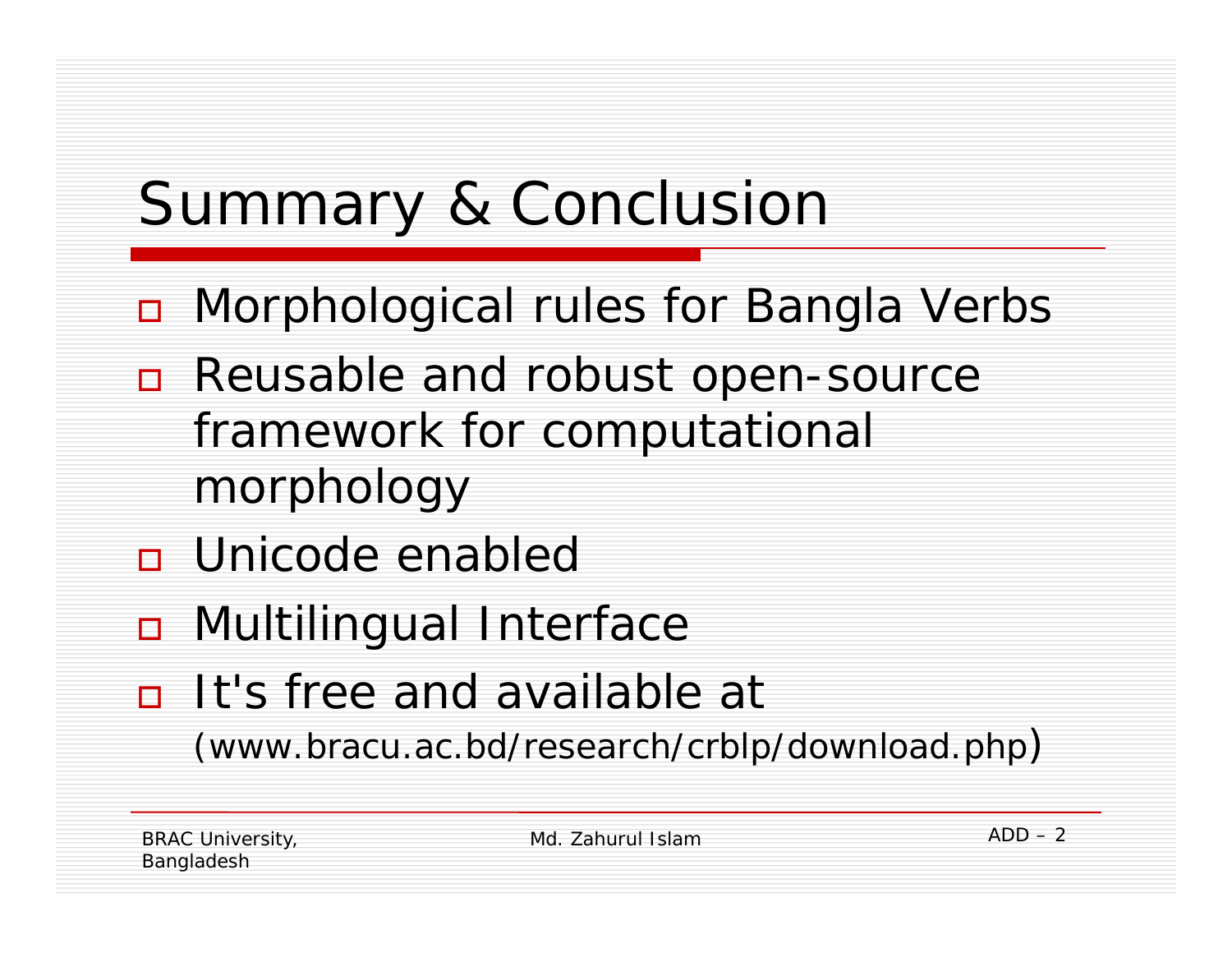# Summary & Conclusion

- Morphological rules for Bangla Verbs
- Reusable and robust open-source framework for computational morphology
- Unicode enabled
- Multilingual Interface
- It's free and available at (www.bracu.ac.bd/research/crblp/download.php)